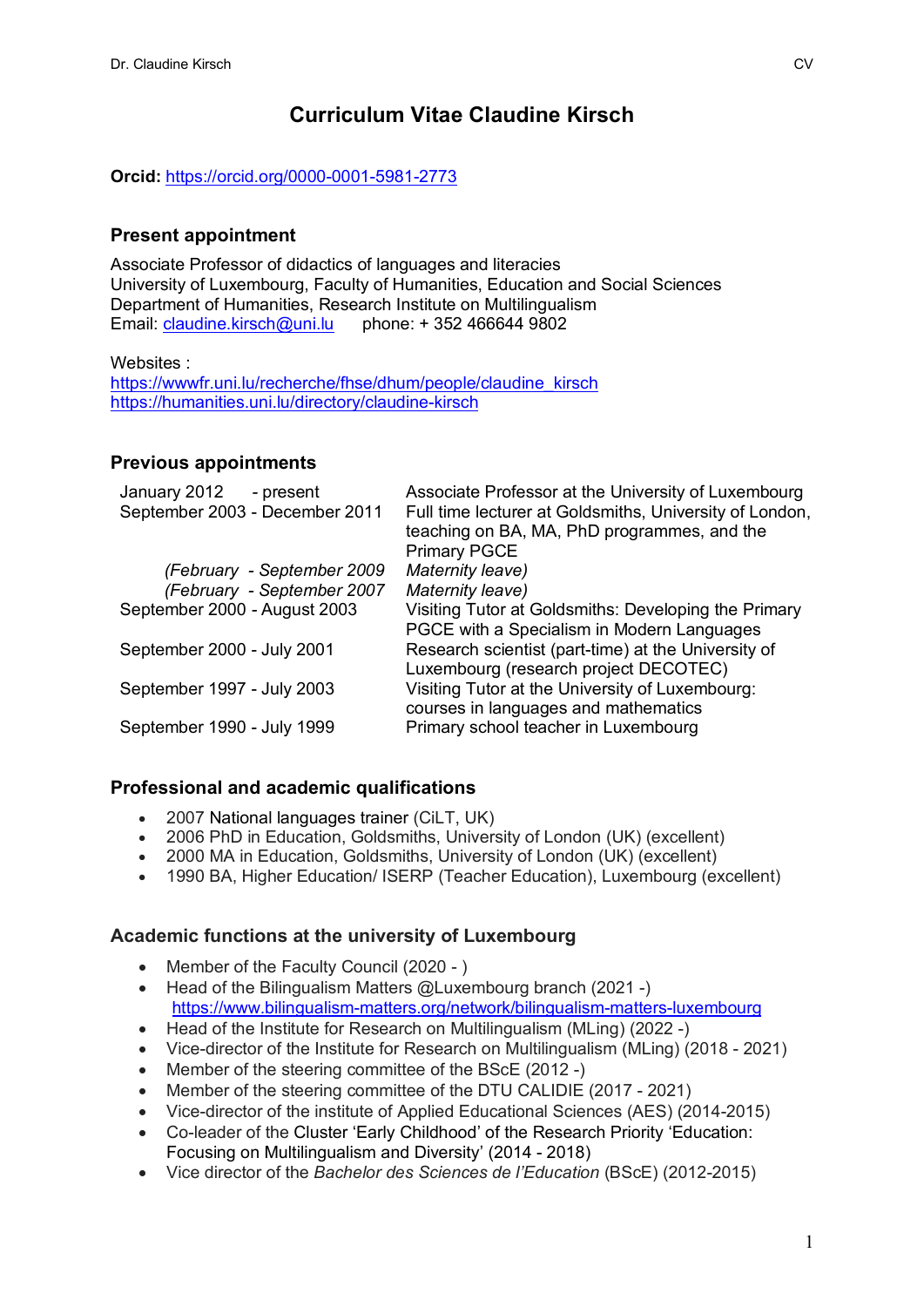# Curriculum Vitae Claudine Kirsch

**Orcid:** https://orcid.org/0000-0001-5981-2773

## Present appointment

Associate Professor of didactics of languages and literacies
University of Luxembourg, Faculty of Humanities, Education and Social Sciences
Department of Humanities, Research Institute on Multilingualism
Email: claudine.kirsch@uni.lu phone: + 352 466644 9802

Websites :
https://wwwfr.uni.lu/recherche/fhse/dhum/people/claudine_kirsch
https://humanities.uni.lu/directory/claudine-kirsch

## Previous appointments

| | |
|---|---|
| January 2012 - present | Associate Professor at the University of Luxembourg |
| September 2003 - December 2011 | Full time lecturer at Goldsmiths, University of London, teaching on BA, MA, PhD programmes, and the Primary PGCE |
| *(February - September 2009* | *Maternity leave)* |
| *(February - September 2007* | *Maternity leave)* |
| September 2000 - August 2003 | Visiting Tutor at Goldsmiths: Developing the Primary PGCE with a Specialism in Modern Languages |
| September 2000 - July 2001 | Research scientist (part-time) at the University of Luxembourg (research project DECOTEC) |
| September 1997 - July 2003 | Visiting Tutor at the University of Luxembourg: courses in languages and mathematics |
| September 1990 - July 1999 | Primary school teacher in Luxembourg |

## Professional and academic qualifications

- 2007 National languages trainer (CiLT, UK)
- 2006 PhD in Education, Goldsmiths, University of London (UK) (excellent)
- 2000 MA in Education, Goldsmiths, University of London (UK) (excellent)
- 1990 BA, Higher Education/ ISERP (Teacher Education), Luxembourg (excellent)

## Academic functions at the university of Luxembourg

- Member of the Faculty Council (2020 - )
- Head of the Bilingualism Matters @Luxembourg branch (2021 -)
  https://www.bilingualism-matters.org/network/bilingualism-matters-luxembourg
- Head of the Institute for Research on Multilingualism (MLing) (2022 -)
- Vice-director of the Institute for Research on Multilingualism (MLing) (2018 - 2021)
- Member of the steering committee of the BScE (2012 -)
- Member of the steering committee of the DTU CALIDIE (2017 - 2021)
- Vice-director of the institute of Applied Educational Sciences (AES) (2014-2015)
- Co-leader of the Cluster 'Early Childhood' of the Research Priority 'Education: Focusing on Multilingualism and Diversity' (2014 - 2018)
- Vice director of the *Bachelor des Sciences de l'Education* (BScE) (2012-2015)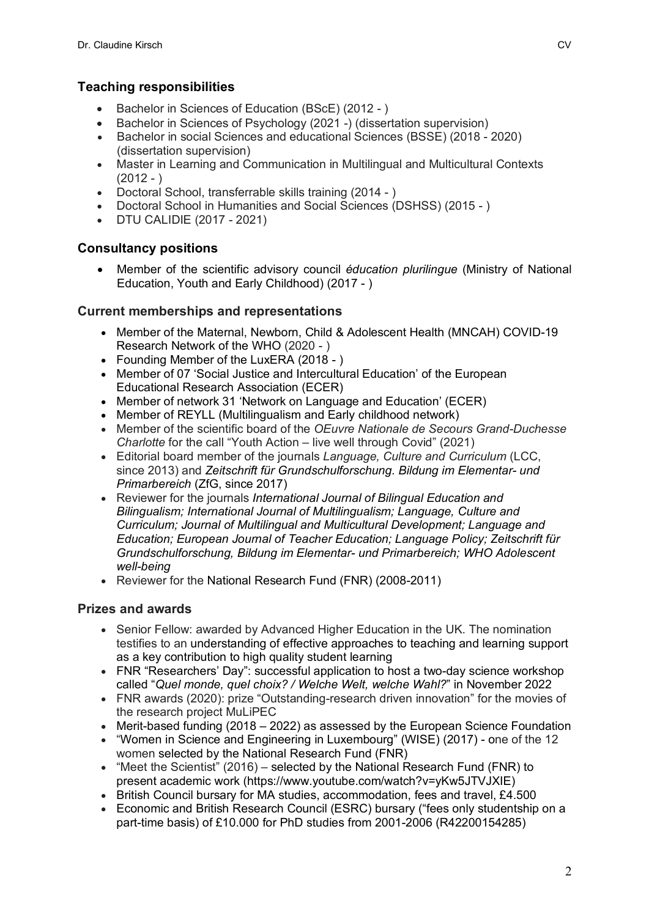## Teaching responsibilities

- Bachelor in Sciences of Education (BScE) (2012 - )
- Bachelor in Sciences of Psychology (2021 -) (dissertation supervision)
- Bachelor in social Sciences and educational Sciences (BSSE) (2018 - 2020) (dissertation supervision)
- Master in Learning and Communication in Multilingual and Multicultural Contexts (2012 - )
- Doctoral School, transferrable skills training (2014 - )
- Doctoral School in Humanities and Social Sciences (DSHSS) (2015 - )
- DTU CALIDIE (2017 - 2021)

## Consultancy positions

- Member of the scientific advisory council *éducation plurilingue* (Ministry of National Education, Youth and Early Childhood) (2017 - )

## Current memberships and representations

- Member of the Maternal, Newborn, Child & Adolescent Health (MNCAH) COVID-19 Research Network of the WHO (2020 - )
- Founding Member of the LuxERA (2018 - )
- Member of 07 'Social Justice and Intercultural Education' of the European Educational Research Association (ECER)
- Member of network 31 'Network on Language and Education' (ECER)
- Member of REYLL (Multilingualism and Early childhood network)
- Member of the scientific board of the *OEuvre Nationale de Secours Grand-Duchesse Charlotte* for the call "Youth Action – live well through Covid" (2021)
- Editorial board member of the journals *Language, Culture and Curriculum* (LCC, since 2013) and *Zeitschrift für Grundschulforschung. Bildung im Elementar- und Primarbereich* (ZfG, since 2017)
- Reviewer for the journals *International Journal of Bilingual Education and Bilingualism; International Journal of Multilingualism; Language, Culture and Curriculum; Journal of Multilingual and Multicultural Development; Language and Education; European Journal of Teacher Education; Language Policy; Zeitschrift für Grundschulforschung, Bildung im Elementar- und Primarbereich; WHO Adolescent well-being*
- Reviewer for the National Research Fund (FNR) (2008-2011)

## Prizes and awards

- Senior Fellow: awarded by Advanced Higher Education in the UK. The nomination testifies to an understanding of effective approaches to teaching and learning support as a key contribution to high quality student learning
- FNR "Researchers' Day": successful application to host a two-day science workshop called "*Quel monde, quel choix? / Welche Welt, welche Wahl?*" in November 2022
- FNR awards (2020): prize "Outstanding-research driven innovation" for the movies of the research project MuLiPEC
- Merit-based funding (2018 – 2022) as assessed by the European Science Foundation
- "Women in Science and Engineering in Luxembourg" (WISE) (2017) - one of the 12 women selected by the National Research Fund (FNR)
- "Meet the Scientist" (2016) – selected by the National Research Fund (FNR) to present academic work (https://www.youtube.com/watch?v=yKw5JTVJXIE)
- British Council bursary for MA studies, accommodation, fees and travel, £4.500
- Economic and British Research Council (ESRC) bursary ("fees only studentship on a part-time basis) of £10.000 for PhD studies from 2001-2006 (R42200154285)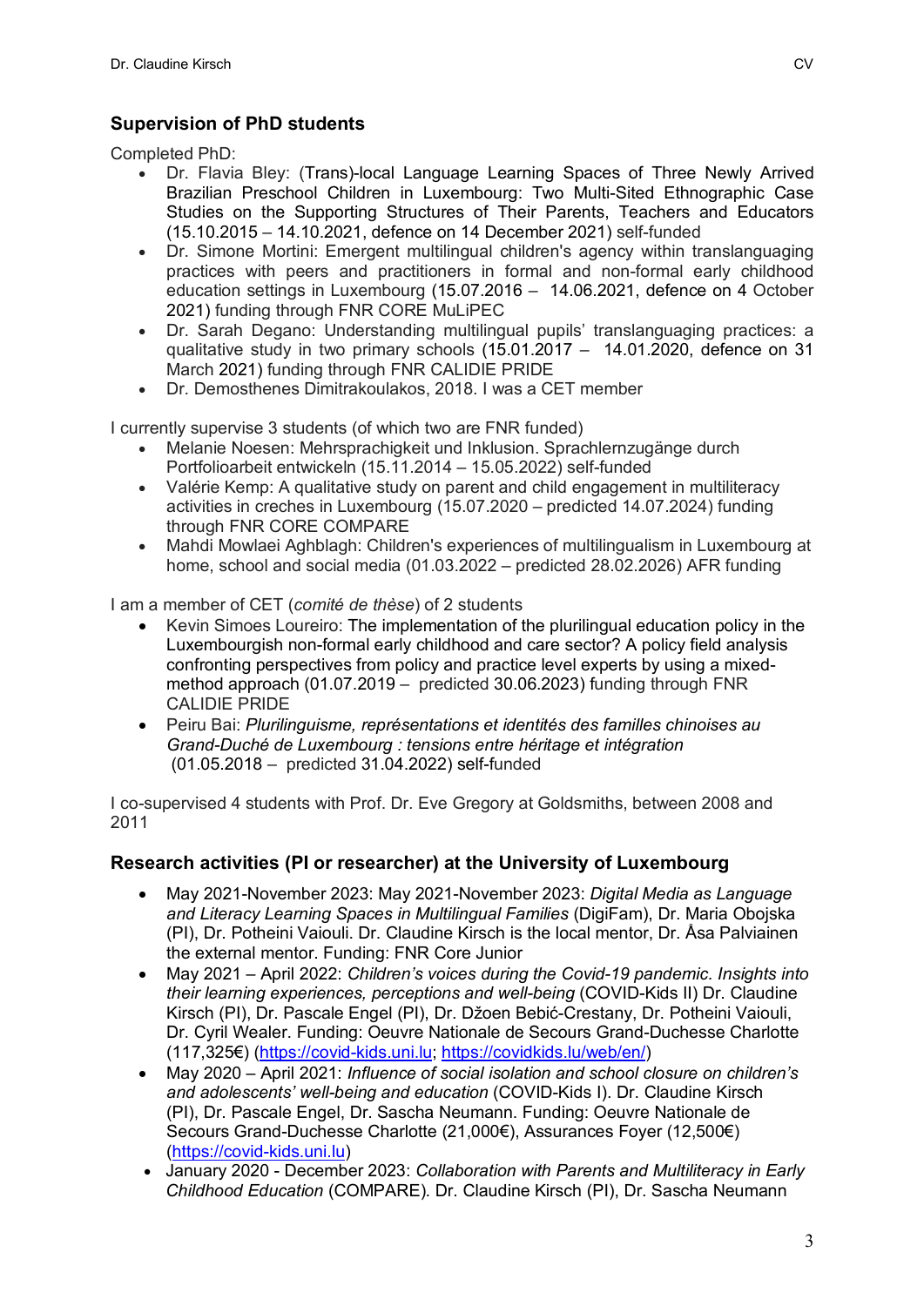## Supervision of PhD students

Completed PhD:

- Dr. Flavia Bley: (Trans)-local Language Learning Spaces of Three Newly Arrived Brazilian Preschool Children in Luxembourg: Two Multi-Sited Ethnographic Case Studies on the Supporting Structures of Their Parents, Teachers and Educators (15.10.2015 – 14.10.2021, defence on 14 December 2021) self-funded
- Dr. Simone Mortini: Emergent multilingual children's agency within translanguaging practices with peers and practitioners in formal and non-formal early childhood education settings in Luxembourg (15.07.2016 – 14.06.2021, defence on 4 October 2021) funding through FNR CORE MuLiPEC
- Dr. Sarah Degano: Understanding multilingual pupils' translanguaging practices: a qualitative study in two primary schools (15.01.2017 – 14.01.2020, defence on 31 March 2021) funding through FNR CALIDIE PRIDE
- Dr. Demosthenes Dimitrakoulakos, 2018. I was a CET member

I currently supervise 3 students (of which two are FNR funded)

- Melanie Noesen: Mehrsprachigkeit und Inklusion. Sprachlernzugänge durch Portfolioarbeit entwickeln (15.11.2014 – 15.05.2022) self-funded
- Valérie Kemp: A qualitative study on parent and child engagement in multiliteracy activities in creches in Luxembourg (15.07.2020 – predicted 14.07.2024) funding through FNR CORE COMPARE
- Mahdi Mowlaei Aghblagh: Children's experiences of multilingualism in Luxembourg at home, school and social media (01.03.2022 – predicted 28.02.2026) AFR funding

I am a member of CET (*comité de thèse*) of 2 students

- Kevin Simoes Loureiro: The implementation of the plurilingual education policy in the Luxembourgish non-formal early childhood and care sector? A policy field analysis confronting perspectives from policy and practice level experts by using a mixed-method approach (01.07.2019 – predicted 30.06.2023) funding through FNR CALIDIE PRIDE
- Peiru Bai: *Plurilinguisme, représentations et identités des familles chinoises au Grand-Duché de Luxembourg : tensions entre héritage et intégration* (01.05.2018 – predicted 31.04.2022) self-funded

I co-supervised 4 students with Prof. Dr. Eve Gregory at Goldsmiths, between 2008 and 2011

## Research activities (PI or researcher) at the University of Luxembourg

- May 2021-November 2023: May 2021-November 2023: *Digital Media as Language and Literacy Learning Spaces in Multilingual Families* (DigiFam), Dr. Maria Obojska (PI), Dr. Potheini Vaiouli. Dr. Claudine Kirsch is the local mentor, Dr. Åsa Palviainen the external mentor. Funding: FNR Core Junior
- May 2021 – April 2022: *Children's voices during the Covid-19 pandemic. Insights into their learning experiences, perceptions and well-being* (COVID-Kids II) Dr. Claudine Kirsch (PI), Dr. Pascale Engel (PI), Dr. Džoen Bebić-Crestany, Dr. Potheini Vaiouli, Dr. Cyril Wealer. Funding: Oeuvre Nationale de Secours Grand-Duchesse Charlotte (117,325€) (https://covid-kids.uni.lu; https://covidkids.lu/web/en/)
- May 2020 – April 2021: *Influence of social isolation and school closure on children's and adolescents' well-being and education* (COVID-Kids I). Dr. Claudine Kirsch (PI), Dr. Pascale Engel, Dr. Sascha Neumann. Funding: Oeuvre Nationale de Secours Grand-Duchesse Charlotte (21,000€), Assurances Foyer (12,500€) (https://covid-kids.uni.lu)
- January 2020 - December 2023: *Collaboration with Parents and Multiliteracy in Early Childhood Education* (COMPARE). Dr. Claudine Kirsch (PI), Dr. Sascha Neumann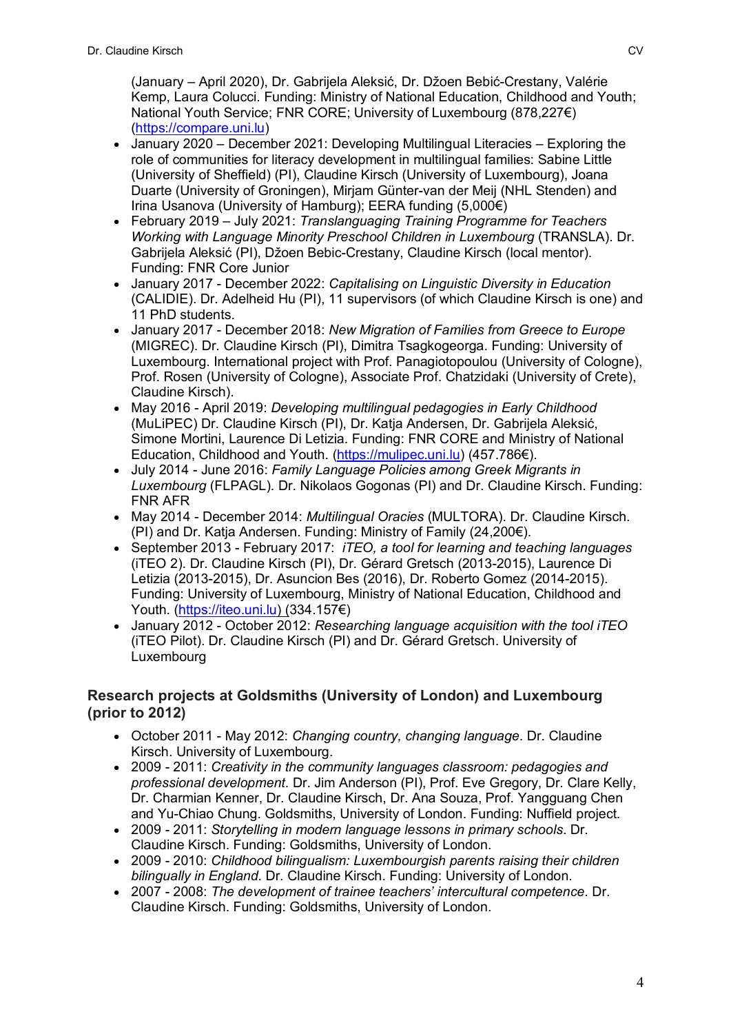(January – April 2020), Dr. Gabrijela Aleksić, Dr. Džoen Bebić-Crestany, Valérie Kemp, Laura Colucci. Funding: Ministry of National Education, Childhood and Youth; National Youth Service; FNR CORE; University of Luxembourg (878,227€) (https://compare.uni.lu)

- January 2020 – December 2021: Developing Multilingual Literacies – Exploring the role of communities for literacy development in multilingual families: Sabine Little (University of Sheffield) (PI), Claudine Kirsch (University of Luxembourg), Joana Duarte (University of Groningen), Mirjam Günter-van der Meij (NHL Stenden) and Irina Usanova (University of Hamburg); EERA funding (5,000€)
- February 2019 – July 2021: *Translanguaging Training Programme for Teachers Working with Language Minority Preschool Children in Luxembourg* (TRANSLA). Dr. Gabrijela Aleksić (PI), Džoen Bebic-Crestany, Claudine Kirsch (local mentor). Funding: FNR Core Junior
- January 2017 - December 2022: *Capitalising on Linguistic Diversity in Education* (CALIDIE). Dr. Adelheid Hu (PI), 11 supervisors (of which Claudine Kirsch is one) and 11 PhD students.
- January 2017 - December 2018: *New Migration of Families from Greece to Europe* (MIGREC). Dr. Claudine Kirsch (PI), Dimitra Tsagkogeorga. Funding: University of Luxembourg. International project with Prof. Panagiotopoulou (University of Cologne), Prof. Rosen (University of Cologne), Associate Prof. Chatzidaki (University of Crete), Claudine Kirsch).
- May 2016 - April 2019: *Developing multilingual pedagogies in Early Childhood* (MuLiPEC) Dr. Claudine Kirsch (PI), Dr. Katja Andersen, Dr. Gabrijela Aleksić, Simone Mortini, Laurence Di Letizia. Funding: FNR CORE and Ministry of National Education, Childhood and Youth. (https://mulipec.uni.lu) (457.786€).
- July 2014 - June 2016: *Family Language Policies among Greek Migrants in Luxembourg* (FLPAGL). Dr. Nikolaos Gogonas (PI) and Dr. Claudine Kirsch. Funding: FNR AFR
- May 2014 - December 2014: *Multilingual Oracies* (MULTORA). Dr. Claudine Kirsch. (PI) and Dr. Katja Andersen. Funding: Ministry of Family (24,200€).
- September 2013 - February 2017: *iTEO, a tool for learning and teaching languages* (iTEO 2). Dr. Claudine Kirsch (PI), Dr. Gérard Gretsch (2013-2015), Laurence Di Letizia (2013-2015), Dr. Asuncion Bes (2016), Dr. Roberto Gomez (2014-2015). Funding: University of Luxembourg, Ministry of National Education, Childhood and Youth. (https://iteo.uni.lu) (334.157€)
- January 2012 - October 2012: *Researching language acquisition with the tool iTEO* (iTEO Pilot). Dr. Claudine Kirsch (PI) and Dr. Gérard Gretsch. University of Luxembourg

## Research projects at Goldsmiths (University of London) and Luxembourg (prior to 2012)

- October 2011 - May 2012: *Changing country, changing language*. Dr. Claudine Kirsch. University of Luxembourg.
- 2009 - 2011: *Creativity in the community languages classroom: pedagogies and professional development*. Dr. Jim Anderson (PI), Prof. Eve Gregory, Dr. Clare Kelly, Dr. Charmian Kenner, Dr. Claudine Kirsch, Dr. Ana Souza, Prof. Yangguang Chen and Yu-Chiao Chung. Goldsmiths, University of London. Funding: Nuffield project.
- 2009 - 2011: *Storytelling in modern language lessons in primary schools*. Dr. Claudine Kirsch. Funding: Goldsmiths, University of London.
- 2009 - 2010: *Childhood bilingualism: Luxembourgish parents raising their children bilingually in England*. Dr. Claudine Kirsch. Funding: University of London.
- 2007 - 2008: *The development of trainee teachers' intercultural competence*. Dr. Claudine Kirsch. Funding: Goldsmiths, University of London.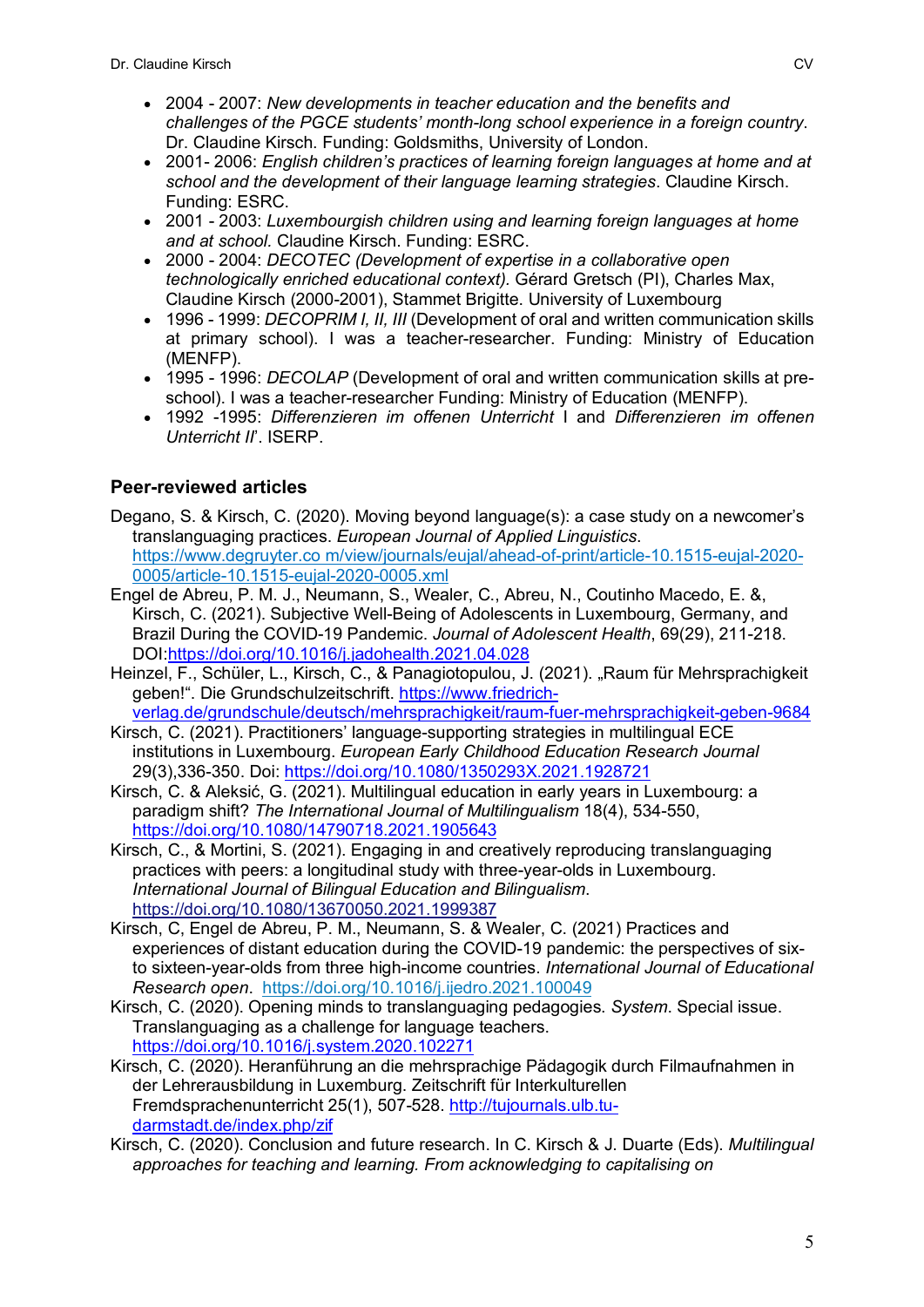- 2004 - 2007: *New developments in teacher education and the benefits and challenges of the PGCE students' month-long school experience in a foreign country*. Dr. Claudine Kirsch. Funding: Goldsmiths, University of London.
- 2001- 2006: *English children's practices of learning foreign languages at home and at school and the development of their language learning strategies*. Claudine Kirsch. Funding: ESRC.
- 2001 - 2003: *Luxembourgish children using and learning foreign languages at home and at school.* Claudine Kirsch. Funding: ESRC.
- 2000 - 2004: *DECOTEC (Development of expertise in a collaborative open technologically enriched educational context).* Gérard Gretsch (PI), Charles Max, Claudine Kirsch (2000-2001), Stammet Brigitte. University of Luxembourg
- 1996 - 1999: *DECOPRIM I, II, III* (Development of oral and written communication skills at primary school). I was a teacher-researcher. Funding: Ministry of Education (MENFP).
- 1995 - 1996: *DECOLAP* (Development of oral and written communication skills at pre-school). I was a teacher-researcher Funding: Ministry of Education (MENFP).
- 1992 -1995: *Differenzieren im offenen Unterricht* I and *Differenzieren im offenen Unterricht II*'. ISERP.

## Peer-reviewed articles

Degano, S. & Kirsch, C. (2020). Moving beyond language(s): a case study on a newcomer's translanguaging practices. *European Journal of Applied Linguistics*. https://www.degruyter.co m/view/journals/eujal/ahead-of-print/article-10.1515-eujal-2020-0005/article-10.1515-eujal-2020-0005.xml

Engel de Abreu, P. M. J., Neumann, S., Wealer, C., Abreu, N., Coutinho Macedo, E. &, Kirsch, C. (2021). Subjective Well-Being of Adolescents in Luxembourg, Germany, and Brazil During the COVID-19 Pandemic. *Journal of Adolescent Health*, 69(29), 211-218. DOI:https://doi.org/10.1016/j.jadohealth.2021.04.028

Heinzel, F., Schüler, L., Kirsch, C., & Panagiotopulou, J. (2021). „Raum für Mehrsprachigkeit geben!". Die Grundschulzeitschrift. https://www.friedrich-verlag.de/grundschule/deutsch/mehrsprachigkeit/raum-fuer-mehrsprachigkeit-geben-9684

Kirsch, C. (2021). Practitioners' language-supporting strategies in multilingual ECE institutions in Luxembourg. *European Early Childhood Education Research Journal* 29(3),336-350. Doi: https://doi.org/10.1080/1350293X.2021.1928721

Kirsch, C. & Aleksić, G. (2021). Multilingual education in early years in Luxembourg: a paradigm shift? *The International Journal of Multilingualism* 18(4), 534-550, https://doi.org/10.1080/14790718.2021.1905643

Kirsch, C., & Mortini, S. (2021). Engaging in and creatively reproducing translanguaging practices with peers: a longitudinal study with three-year-olds in Luxembourg. *International Journal of Bilingual Education and Bilingualism*. https://doi.org/10.1080/13670050.2021.1999387

Kirsch, C, Engel de Abreu, P. M., Neumann, S. & Wealer, C. (2021) Practices and experiences of distant education during the COVID-19 pandemic: the perspectives of six- to sixteen-year-olds from three high-income countries. *International Journal of Educational Research open*. https://doi.org/10.1016/j.ijedro.2021.100049

Kirsch, C. (2020). Opening minds to translanguaging pedagogies. *System*. Special issue. Translanguaging as a challenge for language teachers. https://doi.org/10.1016/j.system.2020.102271

Kirsch, C. (2020). Heranführung an die mehrsprachige Pädagogik durch Filmaufnahmen in der Lehrerausbildung in Luxemburg. Zeitschrift für Interkulturellen Fremdsprachenunterricht 25(1), 507-528. http://tujournals.ulb.tu-darmstadt.de/index.php/zif

Kirsch, C. (2020). Conclusion and future research. In C. Kirsch & J. Duarte (Eds). *Multilingual approaches for teaching and learning. From acknowledging to capitalising on*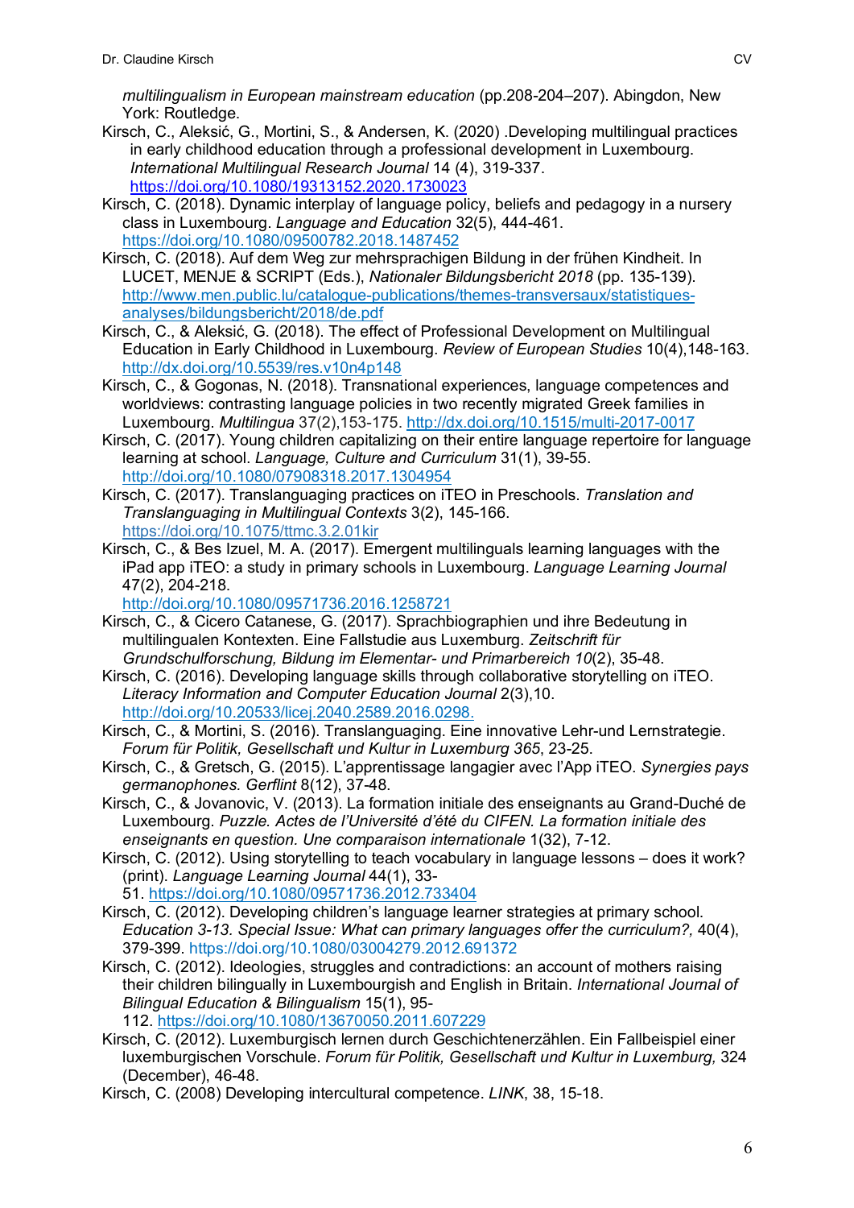*multilingualism in European mainstream education* (pp.208-204–207). Abingdon, New York: Routledge.

Kirsch, C., Aleksić, G., Mortini, S., & Andersen, K. (2020) .Developing multilingual practices in early childhood education through a professional development in Luxembourg. *International Multilingual Research Journal* 14 (4), 319-337. https://doi.org/10.1080/19313152.2020.1730023

Kirsch, C. (2018). Dynamic interplay of language policy, beliefs and pedagogy in a nursery class in Luxembourg. *Language and Education* 32(5), 444-461. https://doi.org/10.1080/09500782.2018.1487452

Kirsch, C. (2018). Auf dem Weg zur mehrsprachigen Bildung in der frühen Kindheit. In LUCET, MENJE & SCRIPT (Eds.), *Nationaler Bildungsbericht 2018* (pp. 135-139). http://www.men.public.lu/catalogue-publications/themes-transversaux/statistiques-analyses/bildungsbericht/2018/de.pdf

Kirsch, C., & Aleksić, G. (2018). The effect of Professional Development on Multilingual Education in Early Childhood in Luxembourg. *Review of European Studies* 10(4),148-163. http://dx.doi.org/10.5539/res.v10n4p148

Kirsch, C., & Gogonas, N. (2018). Transnational experiences, language competences and worldviews: contrasting language policies in two recently migrated Greek families in Luxembourg. *Multilingua* 37(2),153-175. http://dx.doi.org/10.1515/multi-2017-0017

Kirsch, C. (2017). Young children capitalizing on their entire language repertoire for language learning at school. *Language, Culture and Curriculum* 31(1), 39-55. http://doi.org/10.1080/07908318.2017.1304954

Kirsch, C. (2017). Translanguaging practices on iTEO in Preschools. *Translation and Translanguaging in Multilingual Contexts* 3(2), 145-166. https://doi.org/10.1075/ttmc.3.2.01kir

Kirsch, C., & Bes Izuel, M. A. (2017). Emergent multilinguals learning languages with the iPad app iTEO: a study in primary schools in Luxembourg. *Language Learning Journal* 47(2), 204-218. http://doi.org/10.1080/09571736.2016.1258721

Kirsch, C., & Cicero Catanese, G. (2017). Sprachbiographien und ihre Bedeutung in multilingualen Kontexten. Eine Fallstudie aus Luxemburg. *Zeitschrift für Grundschulforschung, Bildung im Elementar- und Primarbereich 10*(2), 35-48.

Kirsch, C. (2016). Developing language skills through collaborative storytelling on iTEO. *Literacy Information and Computer Education Journal* 2(3),10. http://doi.org/10.20533/licej.2040.2589.2016.0298.

Kirsch, C., & Mortini, S. (2016). Translanguaging. Eine innovative Lehr-und Lernstrategie. *Forum für Politik, Gesellschaft und Kultur in Luxemburg 365*, 23-25.

Kirsch, C., & Gretsch, G. (2015). L'apprentissage langagier avec l'App iTEO. *Synergies pays germanophones. Gerflint* 8(12), 37-48.

Kirsch, C., & Jovanovic, V. (2013). La formation initiale des enseignants au Grand-Duché de Luxembourg. *Puzzle. Actes de l'Université d'été du CIFEN. La formation initiale des enseignants en question. Une comparaison internationale* 1(32), 7-12.

Kirsch, C. (2012). Using storytelling to teach vocabulary in language lessons – does it work? (print). *Language Learning Journal* 44(1), 33-51. https://doi.org/10.1080/09571736.2012.733404

Kirsch, C. (2012). Developing children's language learner strategies at primary school. *Education 3-13. Special Issue: What can primary languages offer the curriculum?,* 40(4), 379-399. https://doi.org/10.1080/03004279.2012.691372

Kirsch, C. (2012). Ideologies, struggles and contradictions: an account of mothers raising their children bilingually in Luxembourgish and English in Britain. *International Journal of Bilingual Education & Bilingualism* 15(1), 95-112. https://doi.org/10.1080/13670050.2011.607229

Kirsch, C. (2012). Luxemburgisch lernen durch Geschichtenerzählen. Ein Fallbeispiel einer luxemburgischen Vorschule. *Forum für Politik, Gesellschaft und Kultur in Luxemburg,* 324 (December), 46-48.

Kirsch, C. (2008) Developing intercultural competence. *LINK*, 38, 15-18.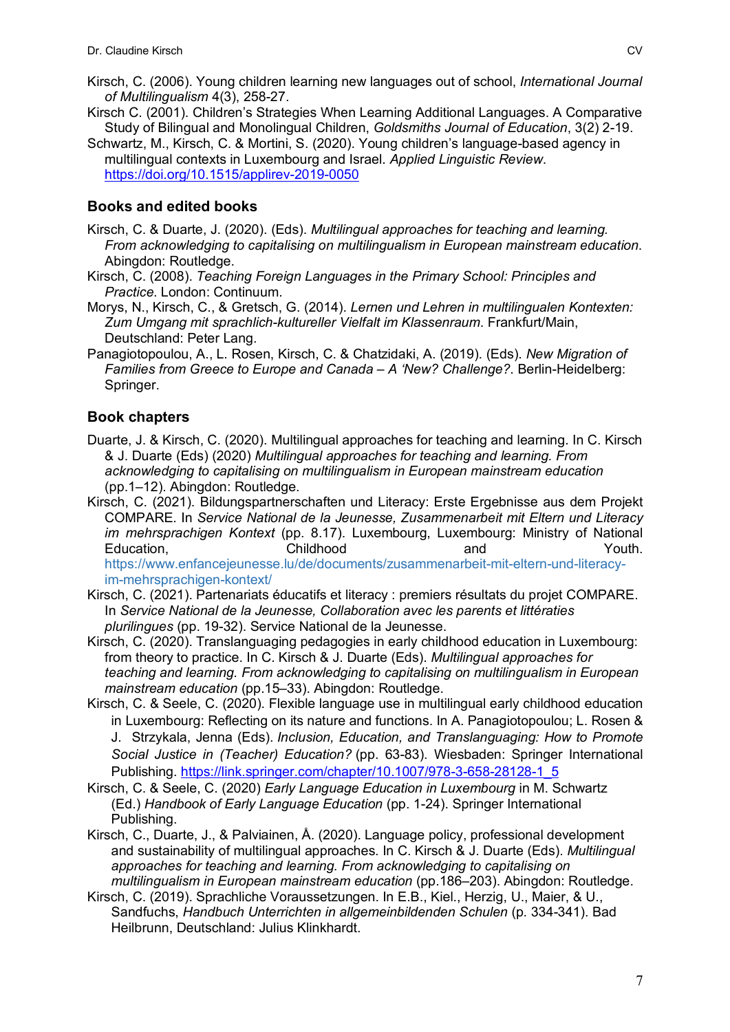Kirsch, C. (2006). Young children learning new languages out of school, *International Journal of Multilingualism* 4(3), 258-27.

Kirsch C. (2001). Children's Strategies When Learning Additional Languages. A Comparative Study of Bilingual and Monolingual Children, *Goldsmiths Journal of Education*, 3(2) 2-19.

Schwartz, M., Kirsch, C. & Mortini, S. (2020). Young children's language-based agency in multilingual contexts in Luxembourg and Israel. *Applied Linguistic Review*. https://doi.org/10.1515/applirev-2019-0050

## Books and edited books

Kirsch, C. & Duarte, J. (2020). (Eds). *Multilingual approaches for teaching and learning. From acknowledging to capitalising on multilingualism in European mainstream education*. Abingdon: Routledge.

Kirsch, C. (2008). *Teaching Foreign Languages in the Primary School: Principles and Practice*. London: Continuum.

Morys, N., Kirsch, C., & Gretsch, G. (2014). *Lernen und Lehren in multilingualen Kontexten: Zum Umgang mit sprachlich-kultureller Vielfalt im Klassenraum*. Frankfurt/Main, Deutschland: Peter Lang.

Panagiotopoulou, A., L. Rosen, Kirsch, C. & Chatzidaki, A. (2019). (Eds). *New Migration of Families from Greece to Europe and Canada – A 'New? Challenge?*. Berlin-Heidelberg: Springer.

## Book chapters

Duarte, J. & Kirsch, C. (2020). Multilingual approaches for teaching and learning. In C. Kirsch & J. Duarte (Eds) (2020) *Multilingual approaches for teaching and learning. From acknowledging to capitalising on multilingualism in European mainstream education* (pp.1–12). Abingdon: Routledge.

Kirsch, C. (2021). Bildungspartnerschaften und Literacy: Erste Ergebnisse aus dem Projekt COMPARE. In *Service National de la Jeunesse, Zusammenarbeit mit Eltern und Literacy im mehrsprachigen Kontext* (pp. 8.17). Luxembourg, Luxembourg: Ministry of National Education, Childhood and Youth. https://www.enfancejeunesse.lu/de/documents/zusammenarbeit-mit-eltern-und-literacy-im-mehrsprachigen-kontext/

Kirsch, C. (2021). Partenariats éducatifs et literacy : premiers résultats du projet COMPARE. In *Service National de la Jeunesse, Collaboration avec les parents et littératies plurilingues* (pp. 19-32). Service National de la Jeunesse.

Kirsch, C. (2020). Translanguaging pedagogies in early childhood education in Luxembourg: from theory to practice. In C. Kirsch & J. Duarte (Eds). *Multilingual approaches for teaching and learning. From acknowledging to capitalising on multilingualism in European mainstream education* (pp.15–33). Abingdon: Routledge.

Kirsch, C. & Seele, C. (2020). Flexible language use in multilingual early childhood education in Luxembourg: Reflecting on its nature and functions. In A. Panagiotopoulou; L. Rosen & J. Strzykala, Jenna (Eds). *Inclusion, Education, and Translanguaging: How to Promote Social Justice in (Teacher) Education?* (pp. 63-83). Wiesbaden: Springer International Publishing. https://link.springer.com/chapter/10.1007/978-3-658-28128-1_5

Kirsch, C. & Seele, C. (2020) *Early Language Education in Luxembourg* in M. Schwartz (Ed.) *Handbook of Early Language Education* (pp. 1-24). Springer International Publishing.

Kirsch, C., Duarte, J., & Palviainen, Å. (2020). Language policy, professional development and sustainability of multilingual approaches. In C. Kirsch & J. Duarte (Eds). *Multilingual approaches for teaching and learning. From acknowledging to capitalising on multilingualism in European mainstream education* (pp.186–203). Abingdon: Routledge.

Kirsch, C. (2019). Sprachliche Voraussetzungen. In E.B., Kiel., Herzig, U., Maier, & U., Sandfuchs, *Handbuch Unterrichten in allgemeinbildenden Schulen* (p. 334-341). Bad Heilbrunn, Deutschland: Julius Klinkhardt.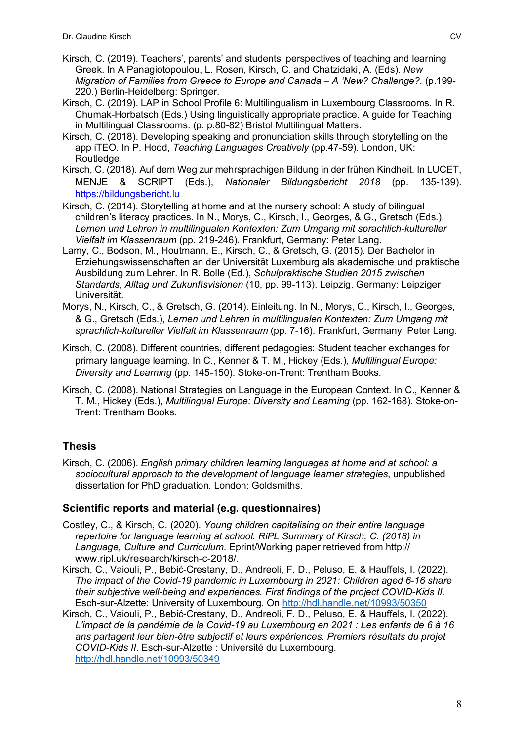Kirsch, C. (2019). Teachers', parents' and students' perspectives of teaching and learning Greek. In A Panagiotopoulou, L. Rosen, Kirsch, C. and Chatzidaki, A. (Eds). *New Migration of Families from Greece to Europe and Canada – A 'New? Challenge?*. (p.199-220.) Berlin-Heidelberg: Springer.

Kirsch, C. (2019). LAP in School Profile 6: Multilingualism in Luxembourg Classrooms. In R. Chumak-Horbatsch (Eds.) Using linguistically appropriate practice. A guide for Teaching in Multilingual Classrooms. (p. p.80-82) Bristol Multilingual Matters.

Kirsch, C. (2018). Developing speaking and pronunciation skills through storytelling on the app iTEO. In P. Hood, *Teaching Languages Creatively* (pp.47-59). London, UK: Routledge.

Kirsch, C. (2018). Auf dem Weg zur mehrsprachigen Bildung in der frühen Kindheit. In LUCET, MENJE & SCRIPT (Eds.), *Nationaler Bildungsbericht 2018* (pp. 135-139). https://bildungsbericht.lu

Kirsch, C. (2014). Storytelling at home and at the nursery school: A study of bilingual children's literacy practices. In N., Morys, C., Kirsch, I., Georges, & G., Gretsch (Eds.), *Lernen und Lehren in multilingualen Kontexten: Zum Umgang mit sprachlich-kultureller Vielfalt im Klassenraum* (pp. 219-246). Frankfurt, Germany: Peter Lang.

Lamy, C., Bodson, M., Houtmann, E., Kirsch, C., & Gretsch, G. (2015). Der Bachelor in Erziehungswissenschaften an der Universität Luxemburg als akademische und praktische Ausbildung zum Lehrer. In R. Bolle (Ed.), *Schulpraktische Studien 2015 zwischen Standards, Alltag und Zukunftsvisionen* (10, pp. 99-113). Leipzig, Germany: Leipziger Universität.

Morys, N., Kirsch, C., & Gretsch, G. (2014). Einleitung. In N., Morys, C., Kirsch, I., Georges, & G., Gretsch (Eds.), *Lernen und Lehren in multilingualen Kontexten: Zum Umgang mit sprachlich-kultureller Vielfalt im Klassenraum* (pp. 7-16). Frankfurt, Germany: Peter Lang.

Kirsch, C. (2008). Different countries, different pedagogies: Student teacher exchanges for primary language learning. In C., Kenner & T. M., Hickey (Eds.), *Multilingual Europe: Diversity and Learning* (pp. 145-150). Stoke-on-Trent: Trentham Books.

Kirsch, C. (2008). National Strategies on Language in the European Context. In C., Kenner & T. M., Hickey (Eds.), *Multilingual Europe: Diversity and Learning* (pp. 162-168). Stoke-on-Trent: Trentham Books.

## Thesis

Kirsch, C. (2006). *English primary children learning languages at home and at school: a sociocultural approach to the development of language learner strategies*, unpublished dissertation for PhD graduation. London: Goldsmiths.

## Scientific reports and material (e.g. questionnaires)

Costley, C., & Kirsch, C. (2020). *Young children capitalising on their entire language repertoire for language learning at school. RiPL Summary of Kirsch, C. (2018) in Language, Culture and Curriculum*. Eprint/Working paper retrieved from http://www.ripl.uk/research/kirsch-c-2018/.

Kirsch, C., Vaiouli, P., Bebić-Crestany, D., Andreoli, F. D., Peluso, E. & Hauffels, I. (2022). *The impact of the Covid-19 pandemic in Luxembourg in 2021: Children aged 6-16 share their subjective well-being and experiences. First findings of the project COVID-Kids II.* Esch-sur-Alzette: University of Luxembourg. On http://hdl.handle.net/10993/50350

Kirsch, C., Vaiouli, P., Bebić-Crestany, D., Andreoli, F. D., Peluso, E. & Hauffels, I. (2022). *L'impact de la pandémie de la Covid-19 au Luxembourg en 2021 : Les enfants de 6 à 16 ans partagent leur bien-être subjectif et leurs expériences. Premiers résultats du projet COVID-Kids II*. Esch-sur-Alzette : Université du Luxembourg. http://hdl.handle.net/10993/50349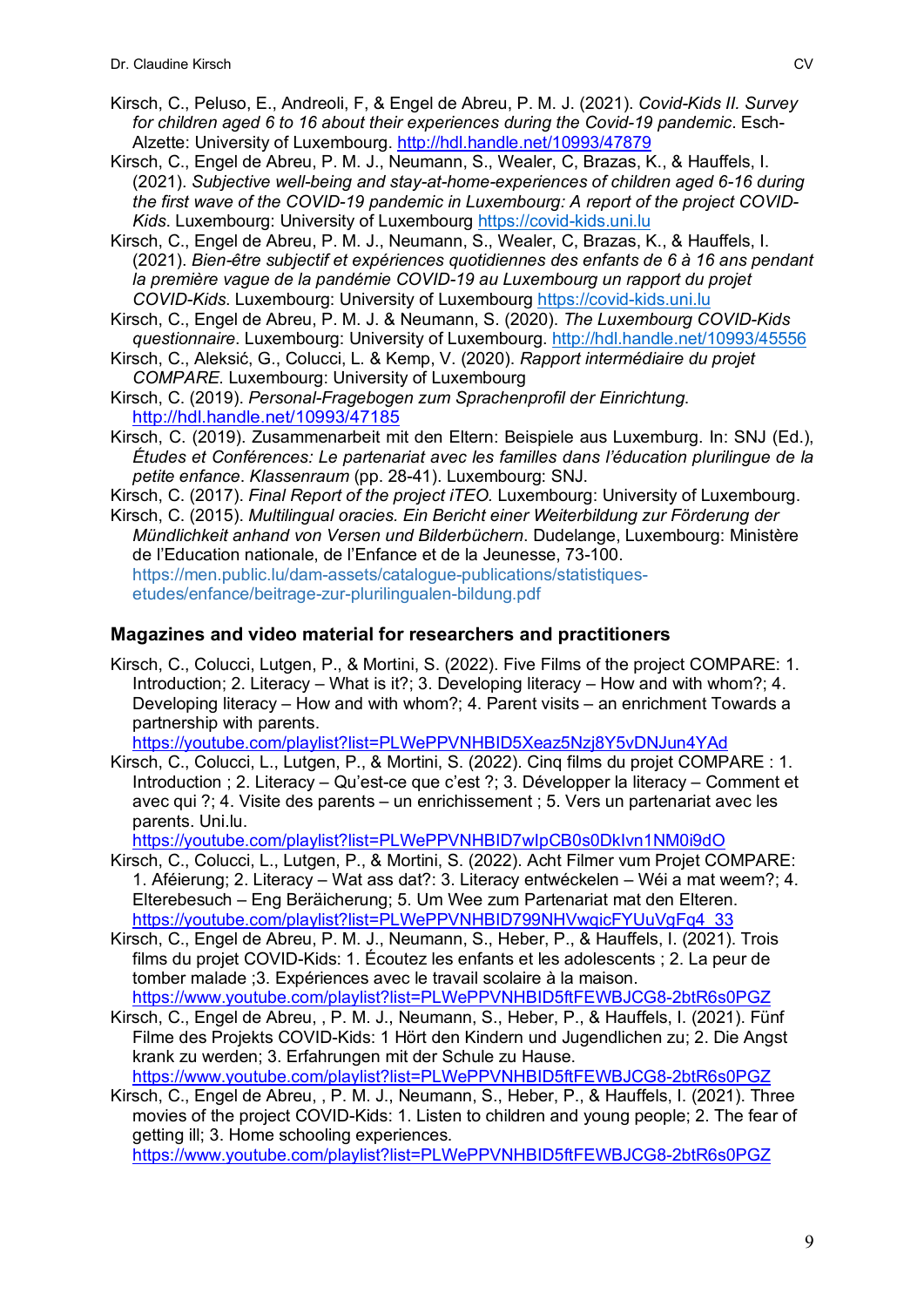Kirsch, C., Peluso, E., Andreoli, F, & Engel de Abreu, P. M. J. (2021). *Covid-Kids II. Survey for children aged 6 to 16 about their experiences during the Covid-19 pandemic*. Esch-Alzette: University of Luxembourg. http://hdl.handle.net/10993/47879

Kirsch, C., Engel de Abreu, P. M. J., Neumann, S., Wealer, C, Brazas, K., & Hauffels, I. (2021). *Subjective well-being and stay-at-home-experiences of children aged 6-16 during the first wave of the COVID-19 pandemic in Luxembourg: A report of the project COVID-Kids*. Luxembourg: University of Luxembourg https://covid-kids.uni.lu

Kirsch, C., Engel de Abreu, P. M. J., Neumann, S., Wealer, C, Brazas, K., & Hauffels, I. (2021). *Bien-être subjectif et expériences quotidiennes des enfants de 6 à 16 ans pendant la première vague de la pandémie COVID-19 au Luxembourg un rapport du projet COVID-Kids*. Luxembourg: University of Luxembourg https://covid-kids.uni.lu

Kirsch, C., Engel de Abreu, P. M. J. & Neumann, S. (2020). *The Luxembourg COVID-Kids questionnaire*. Luxembourg: University of Luxembourg. http://hdl.handle.net/10993/45556

Kirsch, C., Aleksić, G., Colucci, L. & Kemp, V. (2020). *Rapport intermédiaire du projet COMPARE*. Luxembourg: University of Luxembourg

Kirsch, C. (2019). *Personal-Fragebogen zum Sprachenprofil der Einrichtung*. http://hdl.handle.net/10993/47185

Kirsch, C. (2019). Zusammenarbeit mit den Eltern: Beispiele aus Luxemburg. In: SNJ (Ed.), *Études et Conférences: Le partenariat avec les familles dans l'éducation plurilingue de la petite enfance. Klassenraum* (pp. 28-41). Luxembourg: SNJ.

Kirsch, C. (2017). *Final Report of the project iTEO*. Luxembourg: University of Luxembourg.

Kirsch, C. (2015). *Multilingual oracies. Ein Bericht einer Weiterbildung zur Förderung der Mündlichkeit anhand von Versen und Bilderbüchern*. Dudelange, Luxembourg: Ministère de l'Education nationale, de l'Enfance et de la Jeunesse, 73-100. https://men.public.lu/dam-assets/catalogue-publications/statistiques-etudes/enfance/beitrage-zur-plurilingualen-bildung.pdf

## Magazines and video material for researchers and practitioners

Kirsch, C., Colucci, Lutgen, P., & Mortini, S. (2022). Five Films of the project COMPARE: 1. Introduction; 2. Literacy – What is it?; 3. Developing literacy – How and with whom?; 4. Developing literacy – How and with whom?; 4. Parent visits – an enrichment Towards a partnership with parents. https://youtube.com/playlist?list=PLWePPVNHBID5Xeaz5Nzj8Y5vDNJun4YAd

Kirsch, C., Colucci, L., Lutgen, P., & Mortini, S. (2022). Cinq films du projet COMPARE : 1. Introduction ; 2. Literacy – Qu'est-ce que c'est ?; 3. Développer la literacy – Comment et avec qui ?; 4. Visite des parents – un enrichissement ; 5. Vers un partenariat avec les parents. Uni.lu. https://youtube.com/playlist?list=PLWePPVNHBID7wIpCB0s0DkIvn1NM0i9dO

Kirsch, C., Colucci, L., Lutgen, P., & Mortini, S. (2022). Acht Filmer vum Projet COMPARE: 1. Aféierung; 2. Literacy – Wat ass dat?: 3. Literacy entwéckelen – Wéi a mat weem?; 4. Elterebesuch – Eng Beräicherung; 5. Um Wee zum Partenariat mat den Elteren. https://youtube.com/playlist?list=PLWePPVNHBID799NHVwqicFYUuVqFq4_33

Kirsch, C., Engel de Abreu, P. M. J., Neumann, S., Heber, P., & Hauffels, I. (2021). Trois films du projet COVID-Kids: 1. Écoutez les enfants et les adolescents ; 2. La peur de tomber malade ;3. Expériences avec le travail scolaire à la maison. https://www.youtube.com/playlist?list=PLWePPVNHBID5ftFEWBJCG8-2btR6s0PGZ

Kirsch, C., Engel de Abreu, , P. M. J., Neumann, S., Heber, P., & Hauffels, I. (2021). Fünf Filme des Projekts COVID-Kids: 1 Hört den Kindern und Jugendlichen zu; 2. Die Angst krank zu werden; 3. Erfahrungen mit der Schule zu Hause. https://www.youtube.com/playlist?list=PLWePPVNHBID5ftFEWBJCG8-2btR6s0PGZ

Kirsch, C., Engel de Abreu, , P. M. J., Neumann, S., Heber, P., & Hauffels, I. (2021). Three movies of the project COVID-Kids: 1. Listen to children and young people; 2. The fear of getting ill; 3. Home schooling experiences. https://www.youtube.com/playlist?list=PLWePPVNHBID5ftFEWBJCG8-2btR6s0PGZ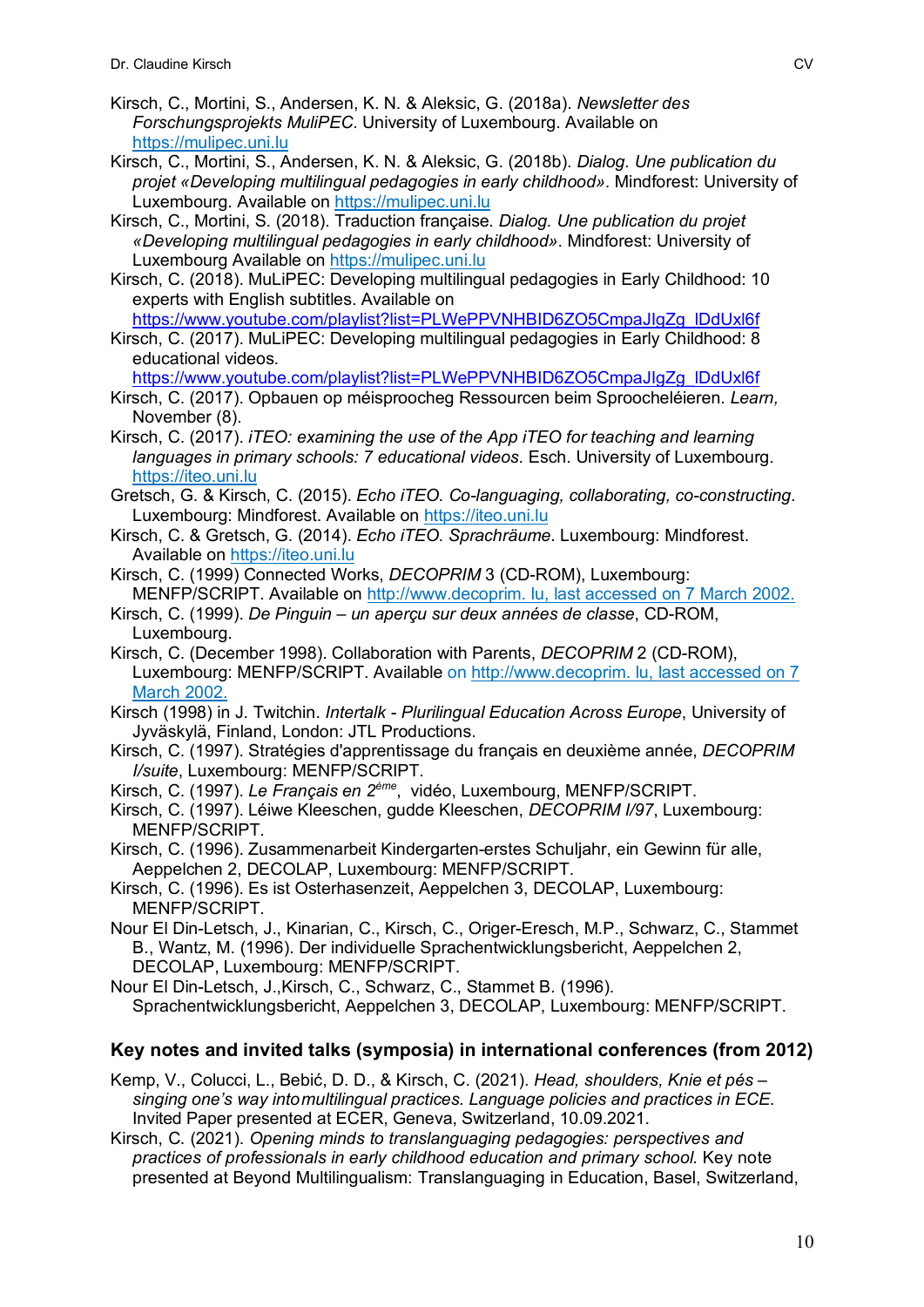Kirsch, C., Mortini, S., Andersen, K. N. & Aleksic, G. (2018a). *Newsletter des Forschungsprojekts MuliPEC*. University of Luxembourg. Available on https://mulipec.uni.lu

Kirsch, C., Mortini, S., Andersen, K. N. & Aleksic, G. (2018b). *Dialog. Une publication du projet «Developing multilingual pedagogies in early childhood»*. Mindforest: University of Luxembourg. Available on https://mulipec.uni.lu

Kirsch, C., Mortini, S. (2018). Traduction française. *Dialog. Une publication du projet «Developing multilingual pedagogies in early childhood»*. Mindforest: University of Luxembourg Available on https://mulipec.uni.lu

Kirsch, C. (2018). MuLiPEC: Developing multilingual pedagogies in Early Childhood: 10 experts with English subtitles. Available on https://www.youtube.com/playlist?list=PLWePPVNHBID6ZO5CmpaJlgZg_lDdUxl6f

Kirsch, C. (2017). MuLiPEC: Developing multilingual pedagogies in Early Childhood: 8 educational videos. https://www.youtube.com/playlist?list=PLWePPVNHBID6ZO5CmpaJlgZg_lDdUxl6f

Kirsch, C. (2017). Opbauen op méisproocheg Ressourcen beim Sproocheléieren. *Learn*, November (8).

Kirsch, C. (2017). *iTEO: examining the use of the App iTEO for teaching and learning languages in primary schools: 7 educational videos*. Esch. University of Luxembourg. https://iteo.uni.lu

Gretsch, G. & Kirsch, C. (2015). *Echo iTEO. Co-languaging, collaborating, co-constructing*. Luxembourg: Mindforest. Available on https://iteo.uni.lu

Kirsch, C. & Gretsch, G. (2014). *Echo iTEO. Sprachräume*. Luxembourg: Mindforest. Available on https://iteo.uni.lu

Kirsch, C. (1999) Connected Works, *DECOPRIM* 3 (CD-ROM), Luxembourg: MENFP/SCRIPT. Available on http://www.decoprim. lu, last accessed on 7 March 2002.

Kirsch, C. (1999). *De Pinguin – un aperçu sur deux années de classe*, CD-ROM, Luxembourg.

Kirsch, C. (December 1998). Collaboration with Parents, *DECOPRIM* 2 (CD-ROM), Luxembourg: MENFP/SCRIPT. Available on http://www.decoprim. lu, last accessed on 7 March 2002.

Kirsch (1998) in J. Twitchin. *Intertalk - Plurilingual Education Across Europe*, University of Jyväskylä, Finland, London: JTL Productions.

Kirsch, C. (1997). Stratégies d'apprentissage du français en deuxième année, *DECOPRIM I/suite*, Luxembourg: MENFP/SCRIPT.

Kirsch, C. (1997). *Le Français en 2ème*, vidéo, Luxembourg, MENFP/SCRIPT.

Kirsch, C. (1997). Léiwe Kleeschen, gudde Kleeschen, *DECOPRIM I/97*, Luxembourg: MENFP/SCRIPT.

Kirsch, C. (1996). Zusammenarbeit Kindergarten-erstes Schuljahr, ein Gewinn für alle, Aeppelchen 2, DECOLAP, Luxembourg: MENFP/SCRIPT.

Kirsch, C. (1996). Es ist Osterhasenzeit, Aeppelchen 3, DECOLAP, Luxembourg: MENFP/SCRIPT.

Nour El Din-Letsch, J., Kinarian, C., Kirsch, C., Origer-Eresch, M.P., Schwarz, C., Stammet B., Wantz, M. (1996). Der individuelle Sprachentwicklungsbericht, Aeppelchen 2, DECOLAP, Luxembourg: MENFP/SCRIPT.

Nour El Din-Letsch, J.,Kirsch, C., Schwarz, C., Stammet B. (1996). Sprachentwicklungsbericht, Aeppelchen 3, DECOLAP, Luxembourg: MENFP/SCRIPT.

## Key notes and invited talks (symposia) in international conferences (from 2012)

Kemp, V., Colucci, L., Bebić, D. D., & Kirsch, C. (2021). *Head, shoulders, Knie et pés – singing one's way intomultilingual practices. Language policies and practices in ECE*. Invited Paper presented at ECER, Geneva, Switzerland, 10.09.2021.

Kirsch, C. (2021). *Opening minds to translanguaging pedagogies: perspectives and practices of professionals in early childhood education and primary school.* Key note presented at Beyond Multilingualism: Translanguaging in Education, Basel, Switzerland,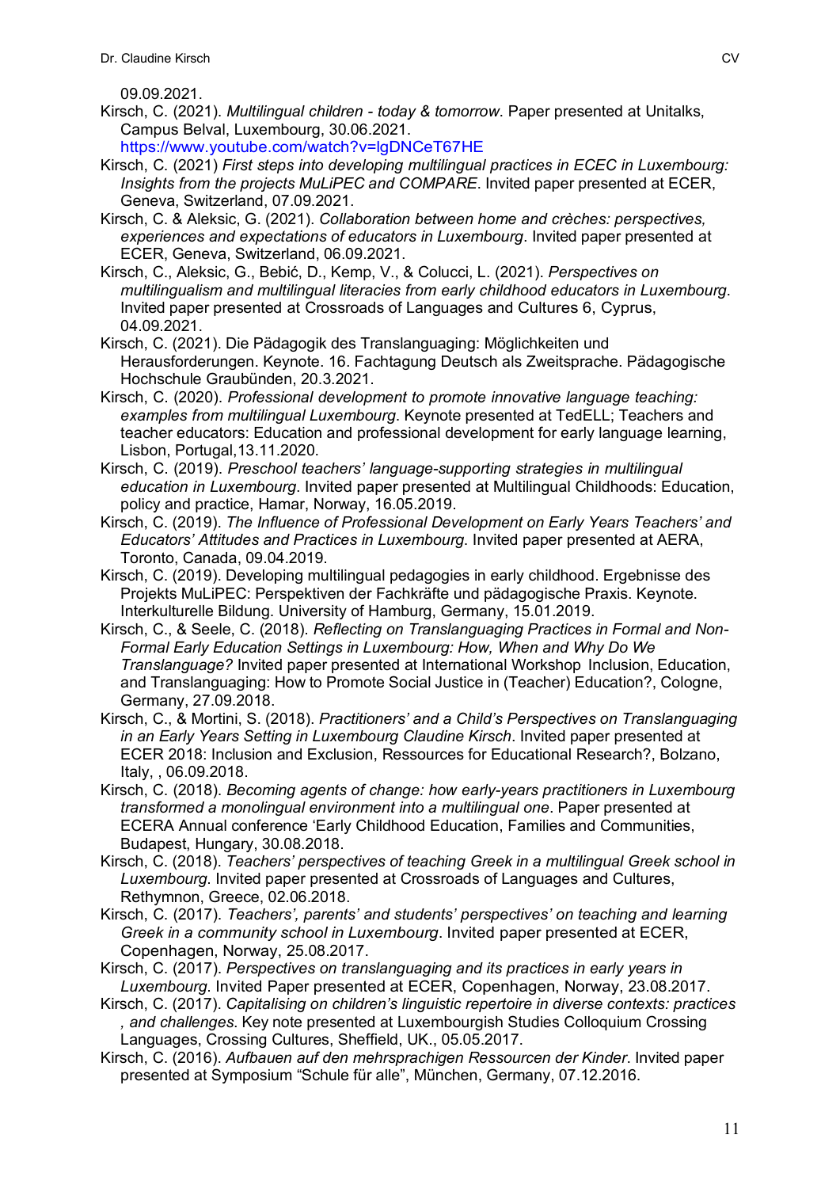09.09.2021.

Kirsch, C. (2021). *Multilingual children - today & tomorrow*. Paper presented at Unitalks, Campus Belval, Luxembourg, 30.06.2021. https://www.youtube.com/watch?v=lgDNCeT67HE

Kirsch, C. (2021) *First steps into developing multilingual practices in ECEC in Luxembourg: Insights from the projects MuLiPEC and COMPARE*. Invited paper presented at ECER, Geneva, Switzerland, 07.09.2021.

Kirsch, C. & Aleksic, G. (2021). *Collaboration between home and crèches: perspectives, experiences and expectations of educators in Luxembourg*. Invited paper presented at ECER, Geneva, Switzerland, 06.09.2021.

Kirsch, C., Aleksic, G., Bebić, D., Kemp, V., & Colucci, L. (2021). *Perspectives on multilingualism and multilingual literacies from early childhood educators in Luxembourg*. Invited paper presented at Crossroads of Languages and Cultures 6, Cyprus, 04.09.2021.

Kirsch, C. (2021). Die Pädagogik des Translanguaging: Möglichkeiten und Herausforderungen. Keynote. 16. Fachtagung Deutsch als Zweitsprache. Pädagogische Hochschule Graubünden, 20.3.2021.

Kirsch, C. (2020). *Professional development to promote innovative language teaching: examples from multilingual Luxembourg*. Keynote presented at TedELL; Teachers and teacher educators: Education and professional development for early language learning, Lisbon, Portugal,13.11.2020.

Kirsch, C. (2019). *Preschool teachers' language-supporting strategies in multilingual education in Luxembourg*. Invited paper presented at Multilingual Childhoods: Education, policy and practice, Hamar, Norway, 16.05.2019.

Kirsch, C. (2019). *The Influence of Professional Development on Early Years Teachers' and Educators' Attitudes and Practices in Luxembourg*. Invited paper presented at AERA, Toronto, Canada, 09.04.2019.

Kirsch, C. (2019). Developing multilingual pedagogies in early childhood. Ergebnisse des Projekts MuLiPEC: Perspektiven der Fachkräfte und pädagogische Praxis. Keynote. Interkulturelle Bildung. University of Hamburg, Germany, 15.01.2019.

Kirsch, C., & Seele, C. (2018). *Reflecting on Translanguaging Practices in Formal and Non-Formal Early Education Settings in Luxembourg: How, When and Why Do We Translanguage?* Invited paper presented at International Workshop Inclusion, Education, and Translanguaging: How to Promote Social Justice in (Teacher) Education?, Cologne, Germany, 27.09.2018.

Kirsch, C., & Mortini, S. (2018). *Practitioners' and a Child's Perspectives on Translanguaging in an Early Years Setting in Luxembourg Claudine Kirsch*. Invited paper presented at ECER 2018: Inclusion and Exclusion, Ressources for Educational Research?, Bolzano, Italy, , 06.09.2018.

Kirsch, C. (2018). *Becoming agents of change: how early-years practitioners in Luxembourg transformed a monolingual environment into a multilingual one*. Paper presented at ECERA Annual conference 'Early Childhood Education, Families and Communities, Budapest, Hungary, 30.08.2018.

Kirsch, C. (2018). *Teachers' perspectives of teaching Greek in a multilingual Greek school in Luxembourg*. Invited paper presented at Crossroads of Languages and Cultures, Rethymnon, Greece, 02.06.2018.

Kirsch, C. (2017). *Teachers', parents' and students' perspectives' on teaching and learning Greek in a community school in Luxembourg*. Invited paper presented at ECER, Copenhagen, Norway, 25.08.2017.

Kirsch, C. (2017). *Perspectives on translanguaging and its practices in early years in Luxembourg*. Invited Paper presented at ECER, Copenhagen, Norway, 23.08.2017.

Kirsch, C. (2017). *Capitalising on children's linguistic repertoire in diverse contexts: practices , and challenges*. Key note presented at Luxembourgish Studies Colloquium Crossing Languages, Crossing Cultures, Sheffield, UK., 05.05.2017.

Kirsch, C. (2016). *Aufbauen auf den mehrsprachigen Ressourcen der Kinder*. Invited paper presented at Symposium "Schule für alle", München, Germany, 07.12.2016.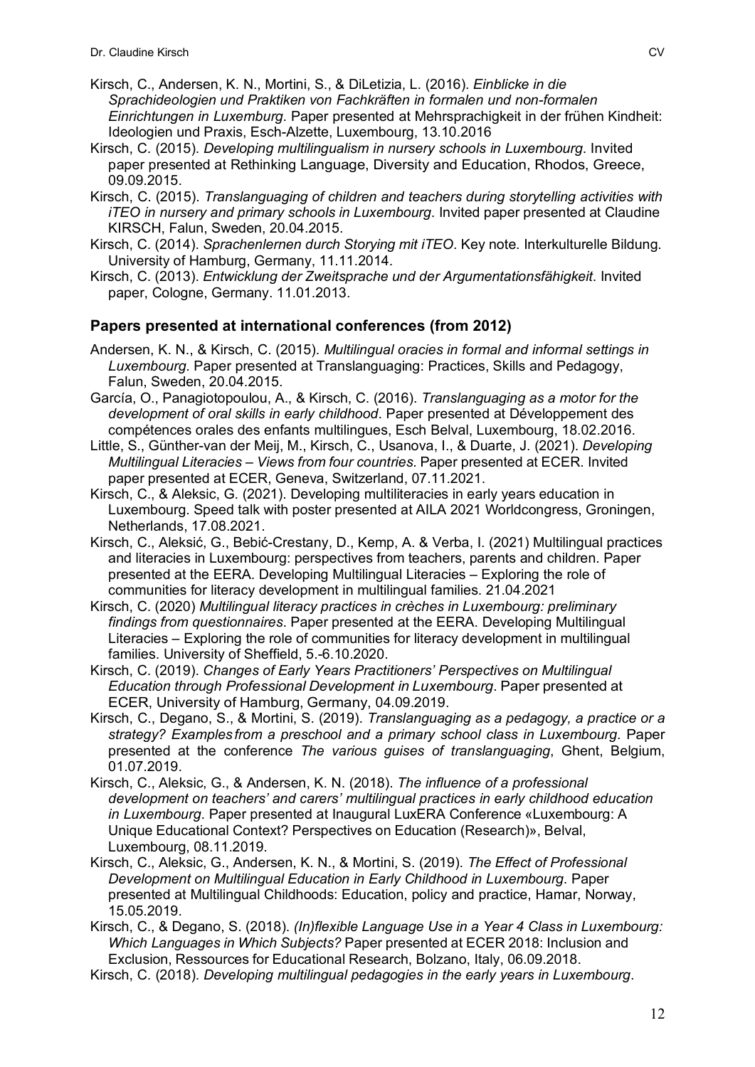Kirsch, C., Andersen, K. N., Mortini, S., & DiLetizia, L. (2016). *Einblicke in die Sprachideologien und Praktiken von Fachkräften in formalen und non-formalen Einrichtungen in Luxemburg*. Paper presented at Mehrsprachigkeit in der frühen Kindheit: Ideologien und Praxis, Esch-Alzette, Luxembourg, 13.10.2016

Kirsch, C. (2015). *Developing multilingualism in nursery schools in Luxembourg*. Invited paper presented at Rethinking Language, Diversity and Education, Rhodos, Greece, 09.09.2015.

Kirsch, C. (2015). *Translanguaging of children and teachers during storytelling activities with iTEO in nursery and primary schools in Luxembourg*. Invited paper presented at Claudine KIRSCH, Falun, Sweden, 20.04.2015.

Kirsch, C. (2014). *Sprachenlernen durch Storying mit iTEO*. Key note. Interkulturelle Bildung. University of Hamburg, Germany, 11.11.2014.

Kirsch, C. (2013). *Entwicklung der Zweitsprache und der Argumentationsfähigkeit*. Invited paper, Cologne, Germany. 11.01.2013.

## Papers presented at international conferences (from 2012)

Andersen, K. N., & Kirsch, C. (2015). *Multilingual oracies in formal and informal settings in Luxembourg*. Paper presented at Translanguaging: Practices, Skills and Pedagogy, Falun, Sweden, 20.04.2015.

García, O., Panagiotopoulou, A., & Kirsch, C. (2016). *Translanguaging as a motor for the development of oral skills in early childhood*. Paper presented at Développement des compétences orales des enfants multilingues, Esch Belval, Luxembourg, 18.02.2016.

Little, S., Günther-van der Meij, M., Kirsch, C., Usanova, I., & Duarte, J. (2021). *Developing Multilingual Literacies – Views from four countries*. Paper presented at ECER. Invited paper presented at ECER, Geneva, Switzerland, 07.11.2021.

Kirsch, C., & Aleksic, G. (2021). Developing multiliteracies in early years education in Luxembourg. Speed talk with poster presented at AILA 2021 Worldcongress, Groningen, Netherlands, 17.08.2021.

Kirsch, C., Aleksić, G., Bebić-Crestany, D., Kemp, A. & Verba, I. (2021) Multilingual practices and literacies in Luxembourg: perspectives from teachers, parents and children. Paper presented at the EERA. Developing Multilingual Literacies – Exploring the role of communities for literacy development in multilingual families. 21.04.2021

Kirsch, C. (2020) *Multilingual literacy practices in crèches in Luxembourg: preliminary findings from questionnaires*. Paper presented at the EERA. Developing Multilingual Literacies – Exploring the role of communities for literacy development in multilingual families. University of Sheffield, 5.-6.10.2020.

Kirsch, C. (2019). *Changes of Early Years Practitioners' Perspectives on Multilingual Education through Professional Development in Luxembourg*. Paper presented at ECER, University of Hamburg, Germany, 04.09.2019.

Kirsch, C., Degano, S., & Mortini, S. (2019). *Translanguaging as a pedagogy, a practice or a strategy? Examples from a preschool and a primary school class in Luxembourg*. Paper presented at the conference *The various guises of translanguaging*, Ghent, Belgium, 01.07.2019.

Kirsch, C., Aleksic, G., & Andersen, K. N. (2018). *The influence of a professional development on teachers' and carers' multilingual practices in early childhood education in Luxembourg*. Paper presented at Inaugural LuxERA Conference «Luxembourg: A Unique Educational Context? Perspectives on Education (Research)», Belval, Luxembourg, 08.11.2019.

Kirsch, C., Aleksic, G., Andersen, K. N., & Mortini, S. (2019). *The Effect of Professional Development on Multilingual Education in Early Childhood in Luxembourg*. Paper presented at Multilingual Childhoods: Education, policy and practice, Hamar, Norway, 15.05.2019.

Kirsch, C., & Degano, S. (2018). *(In)flexible Language Use in a Year 4 Class in Luxembourg: Which Languages in Which Subjects?* Paper presented at ECER 2018: Inclusion and Exclusion, Ressources for Educational Research, Bolzano, Italy, 06.09.2018.

Kirsch, C. (2018). *Developing multilingual pedagogies in the early years in Luxembourg*.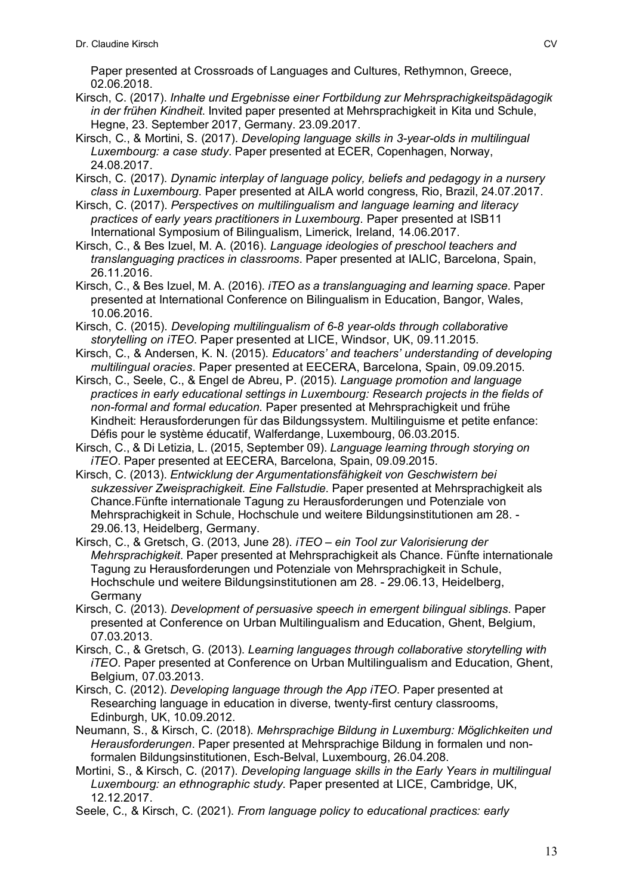Paper presented at Crossroads of Languages and Cultures, Rethymnon, Greece, 02.06.2018.

Kirsch, C. (2017). *Inhalte und Ergebnisse einer Fortbildung zur Mehrsprachigkeitspädagogik in der frühen Kindheit*. Invited paper presented at Mehrsprachigkeit in Kita und Schule, Hegne, 23. September 2017, Germany. 23.09.2017.

Kirsch, C., & Mortini, S. (2017). *Developing language skills in 3-year-olds in multilingual Luxembourg: a case study*. Paper presented at ECER, Copenhagen, Norway, 24.08.2017.

Kirsch, C. (2017). *Dynamic interplay of language policy, beliefs and pedagogy in a nursery class in Luxembourg*. Paper presented at AILA world congress, Rio, Brazil, 24.07.2017.

Kirsch, C. (2017). *Perspectives on multilingualism and language learning and literacy practices of early years practitioners in Luxembourg*. Paper presented at ISB11 International Symposium of Bilingualism, Limerick, Ireland, 14.06.2017.

Kirsch, C., & Bes Izuel, M. A. (2016). *Language ideologies of preschool teachers and translanguaging practices in classrooms*. Paper presented at IALIC, Barcelona, Spain, 26.11.2016.

Kirsch, C., & Bes Izuel, M. A. (2016). *iTEO as a translanguaging and learning space*. Paper presented at International Conference on Bilingualism in Education, Bangor, Wales, 10.06.2016.

Kirsch, C. (2015). *Developing multilingualism of 6-8 year-olds through collaborative storytelling on iTEO*. Paper presented at LICE, Windsor, UK, 09.11.2015.

Kirsch, C., & Andersen, K. N. (2015). *Educators' and teachers' understanding of developing multilingual oracies*. Paper presented at EECERA, Barcelona, Spain, 09.09.2015.

Kirsch, C., Seele, C., & Engel de Abreu, P. (2015). *Language promotion and language practices in early educational settings in Luxembourg: Research projects in the fields of non-formal and formal education*. Paper presented at Mehrsprachigkeit und frühe Kindheit: Herausforderungen für das Bildungssystem. Multilinguisme et petite enfance: Défis pour le système éducatif, Walferdange, Luxembourg, 06.03.2015.

Kirsch, C., & Di Letizia, L. (2015, September 09). *Language learning through storying on iTEO*. Paper presented at EECERA, Barcelona, Spain, 09.09.2015.

Kirsch, C. (2013). *Entwicklung der Argumentationsfähigkeit von Geschwistern bei sukzessiver Zweisprachigkeit. Eine Fallstudie*. Paper presented at Mehrsprachigkeit als Chance.Fünfte internationale Tagung zu Herausforderungen und Potenziale von Mehrsprachigkeit in Schule, Hochschule und weitere Bildungsinstitutionen am 28. - 29.06.13, Heidelberg, Germany.

Kirsch, C., & Gretsch, G. (2013, June 28). *iTEO – ein Tool zur Valorisierung der Mehrsprachigkeit*. Paper presented at Mehrsprachigkeit als Chance. Fünfte internationale Tagung zu Herausforderungen und Potenziale von Mehrsprachigkeit in Schule, Hochschule und weitere Bildungsinstitutionen am 28. - 29.06.13, Heidelberg, Germany

Kirsch, C. (2013). *Development of persuasive speech in emergent bilingual siblings*. Paper presented at Conference on Urban Multilingualism and Education, Ghent, Belgium, 07.03.2013.

Kirsch, C., & Gretsch, G. (2013). *Learning languages through collaborative storytelling with iTEO*. Paper presented at Conference on Urban Multilingualism and Education, Ghent, Belgium, 07.03.2013.

Kirsch, C. (2012). *Developing language through the App iTEO*. Paper presented at Researching language in education in diverse, twenty-first century classrooms, Edinburgh, UK, 10.09.2012.

Neumann, S., & Kirsch, C. (2018). *Mehrsprachige Bildung in Luxemburg: Möglichkeiten und Herausforderungen*. Paper presented at Mehrsprachige Bildung in formalen und non-formalen Bildungsinstitutionen, Esch-Belval, Luxembourg, 26.04.208.

Mortini, S., & Kirsch, C. (2017). *Developing language skills in the Early Years in multilingual Luxembourg: an ethnographic study*. Paper presented at LICE, Cambridge, UK, 12.12.2017.

Seele, C., & Kirsch, C. (2021). *From language policy to educational practices: early*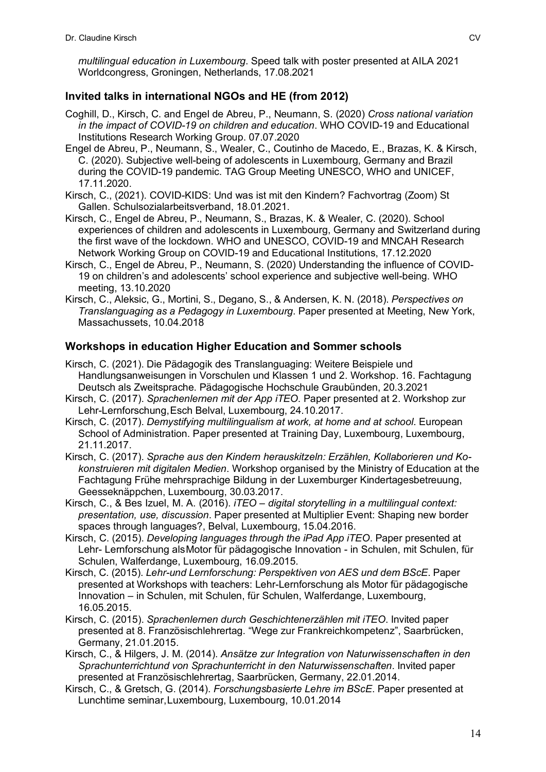*multilingual education in Luxembourg*. Speed talk with poster presented at AILA 2021 Worldcongress, Groningen, Netherlands, 17.08.2021

## Invited talks in international NGOs and HE (from 2012)

Coghill, D., Kirsch, C. and Engel de Abreu, P., Neumann, S. (2020) *Cross national variation in the impact of COVID-19 on children and education*. WHO COVID-19 and Educational Institutions Research Working Group. 07.07.2020

Engel de Abreu, P., Neumann, S., Wealer, C., Coutinho de Macedo, E., Brazas, K. & Kirsch, C. (2020). Subjective well-being of adolescents in Luxembourg, Germany and Brazil during the COVID-19 pandemic. TAG Group Meeting UNESCO, WHO and UNICEF, 17.11.2020.

Kirsch, C., (2021). COVID-KIDS: Und was ist mit den Kindern? Fachvortrag (Zoom) St Gallen. Schulsozialarbeitsverband, 18.01.2021.

Kirsch, C., Engel de Abreu, P., Neumann, S., Brazas, K. & Wealer, C. (2020). School experiences of children and adolescents in Luxembourg, Germany and Switzerland during the first wave of the lockdown. WHO and UNESCO, COVID-19 and MNCAH Research Network Working Group on COVID-19 and Educational Institutions, 17.12.2020

Kirsch, C., Engel de Abreu, P., Neumann, S. (2020) Understanding the influence of COVID-19 on children's and adolescents' school experience and subjective well-being. WHO meeting, 13.10.2020

Kirsch, C., Aleksic, G., Mortini, S., Degano, S., & Andersen, K. N. (2018). *Perspectives on Translanguaging as a Pedagogy in Luxembourg*. Paper presented at Meeting, New York, Massachussets, 10.04.2018

## Workshops in education Higher Education and Sommer schools

Kirsch, C. (2021). Die Pädagogik des Translanguaging: Weitere Beispiele und Handlungsanweisungen in Vorschulen und Klassen 1 und 2. Workshop. 16. Fachtagung Deutsch als Zweitsprache. Pädagogische Hochschule Graubünden, 20.3.2021

Kirsch, C. (2017). *Sprachenlernen mit der App iTEO*. Paper presented at 2. Workshop zur Lehr-Lernforschung, Esch Belval, Luxembourg, 24.10.2017.

Kirsch, C. (2017). *Demystifying multilingualism at work, at home and at school*. European School of Administration. Paper presented at Training Day, Luxembourg, Luxembourg, 21.11.2017.

Kirsch, C. (2017). *Sprache aus den Kindern herauskitzeln: Erzählen, Kollaborieren und Ko-konstruieren mit digitalen Medien*. Workshop organised by the Ministry of Education at the Fachtagung Frühe mehrsprachige Bildung in der Luxemburger Kindertagesbetreuung, Geesseknäppchen, Luxembourg, 30.03.2017.

Kirsch, C., & Bes Izuel, M. A. (2016). *iTEO – digital storytelling in a multilingual context: presentation, use, discussion*. Paper presented at Multiplier Event: Shaping new border spaces through languages?, Belval, Luxembourg, 15.04.2016.

Kirsch, C. (2015). *Developing languages through the iPad App iTEO*. Paper presented at Lehr- Lernforschung als Motor für pädagogische Innovation - in Schulen, mit Schulen, für Schulen, Walferdange, Luxembourg, 16.09.2015.

Kirsch, C. (2015). *Lehr-und Lernforschung: Perspektiven von AES und dem BScE*. Paper presented at Workshops with teachers: Lehr-Lernforschung als Motor für pädagogische Innovation – in Schulen, mit Schulen, für Schulen, Walferdange, Luxembourg, 16.05.2015.

Kirsch, C. (2015). *Sprachenlernen durch Geschichtenerzählen mit iTEO*. Invited paper presented at 8. Französischlehrertag. "Wege zur Frankreichkompetenz", Saarbrücken, Germany, 21.01.2015.

Kirsch, C., & Hilgers, J. M. (2014). *Ansätze zur Integration von Naturwissenschaften in den Sprachunterrichtund von Sprachunterricht in den Naturwissenschaften*. Invited paper presented at Französischlehrertag, Saarbrücken, Germany, 22.01.2014.

Kirsch, C., & Gretsch, G. (2014). *Forschungsbasierte Lehre im BScE*. Paper presented at Lunchtime seminar, Luxembourg, Luxembourg, 10.01.2014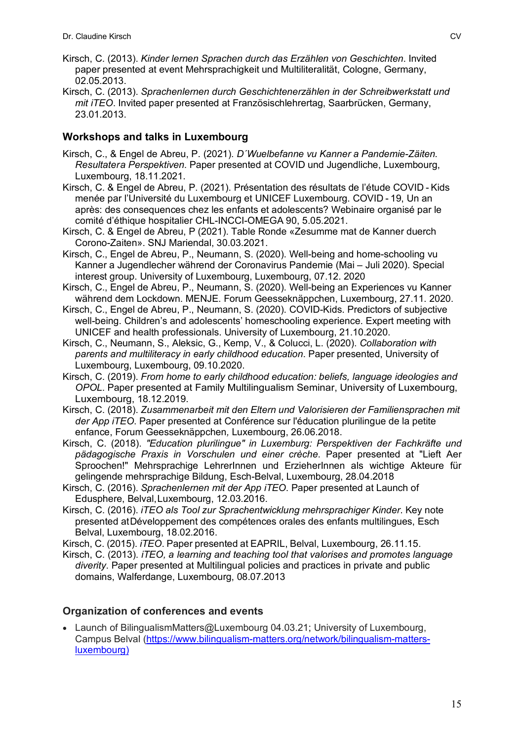Kirsch, C. (2013). *Kinder lernen Sprachen durch das Erzählen von Geschichten*. Invited paper presented at event Mehrsprachigkeit und Multiliteralität, Cologne, Germany, 02.05.2013.

Kirsch, C. (2013). *Sprachenlernen durch Geschichtenerzählen in der Schreibwerkstatt und mit iTEO*. Invited paper presented at Französischlehrertag, Saarbrücken, Germany, 23.01.2013.

### Workshops and talks in Luxembourg

Kirsch, C., & Engel de Abreu, P. (2021). *D´Wuelbefanne vu Kanner a Pandemie-Zäiten. Resultatera Perspektiven*. Paper presented at COVID und Jugendliche, Luxembourg, Luxembourg, 18.11.2021.

Kirsch, C. & Engel de Abreu, P. (2021). Présentation des résultats de l'étude COVID - Kids menée par l'Université du Luxembourg et UNICEF Luxembourg. COVID - 19, Un an après: des consequences chez les enfants et adolescents? Webinaire organisé par le comité d'éthique hospitalier CHL-INCCI-OMEGA 90, 5.05.2021.

Kirsch, C. & Engel de Abreu, P (2021). Table Ronde «Zesumme mat de Kanner duerch Corono-Zaiten». SNJ Mariendal, 30.03.2021.

Kirsch, C., Engel de Abreu, P., Neumann, S. (2020). Well-being and home-schooling vu Kanner a Jugendlecher während der Coronavirus Pandemie (Mai – Juli 2020). Special interest group. University of Luxembourg, Luxembourg, 07.12. 2020

Kirsch, C., Engel de Abreu, P., Neumann, S. (2020). Well-being an Experiences vu Kanner während dem Lockdown. MENJE. Forum Geesseknäppchen, Luxembourg, 27.11. 2020.

Kirsch, C., Engel de Abreu, P., Neumann, S. (2020). COVID-Kids. Predictors of subjective well-being. Children's and adolescents' homeschooling experience. Expert meeting with UNICEF and health professionals. University of Luxembourg, 21.10.2020.

Kirsch, C., Neumann, S., Aleksic, G., Kemp, V., & Colucci, L. (2020). *Collaboration with parents and multiliteracy in early childhood education*. Paper presented, University of Luxembourg, Luxembourg, 09.10.2020.

Kirsch, C. (2019). *From home to early childhood education: beliefs, language ideologies and OPOL*. Paper presented at Family Multilingualism Seminar, University of Luxembourg, Luxembourg, 18.12.2019.

Kirsch, C. (2018). *Zusammenarbeit mit den Eltern und Valorisieren der Familiensprachen mit der App iTEO*. Paper presented at Conférence sur l'éducation plurilingue de la petite enfance, Forum Geesseknäppchen, Luxembourg, 26.06.2018.

Kirsch, C. (2018). *"Education plurilingue" in Luxemburg: Perspektiven der Fachkräfte und pädagogische Praxis in Vorschulen und einer crèche*. Paper presented at "Lieft Aer Sproochen!" Mehrsprachige LehrerInnen und ErzieherInnen als wichtige Akteure für gelingende mehrsprachige Bildung, Esch-Belval, Luxembourg, 28.04.2018

Kirsch, C. (2016). *Sprachenlernen mit der App iTEO*. Paper presented at Launch of Edusphere, Belval, Luxembourg, 12.03.2016.

Kirsch, C. (2016). *iTEO als Tool zur Sprachentwicklung mehrsprachiger Kinder*. Key note presented at Développement des compétences orales des enfants multilingues, Esch Belval, Luxembourg, 18.02.2016.

Kirsch, C. (2015). *iTEO*. Paper presented at EAPRIL, Belval, Luxembourg, 26.11.15.

Kirsch, C. (2013). *iTEO, a learning and teaching tool that valorises and promotes language diverity*. Paper presented at Multilingual policies and practices in private and public domains, Walferdange, Luxembourg, 08.07.2013

### Organization of conferences and events

- Launch of BilingualismMatters@Luxembourg 04.03.21; University of Luxembourg, Campus Belval (https://www.bilingualism-matters.org/network/bilingualism-matters-luxembourg)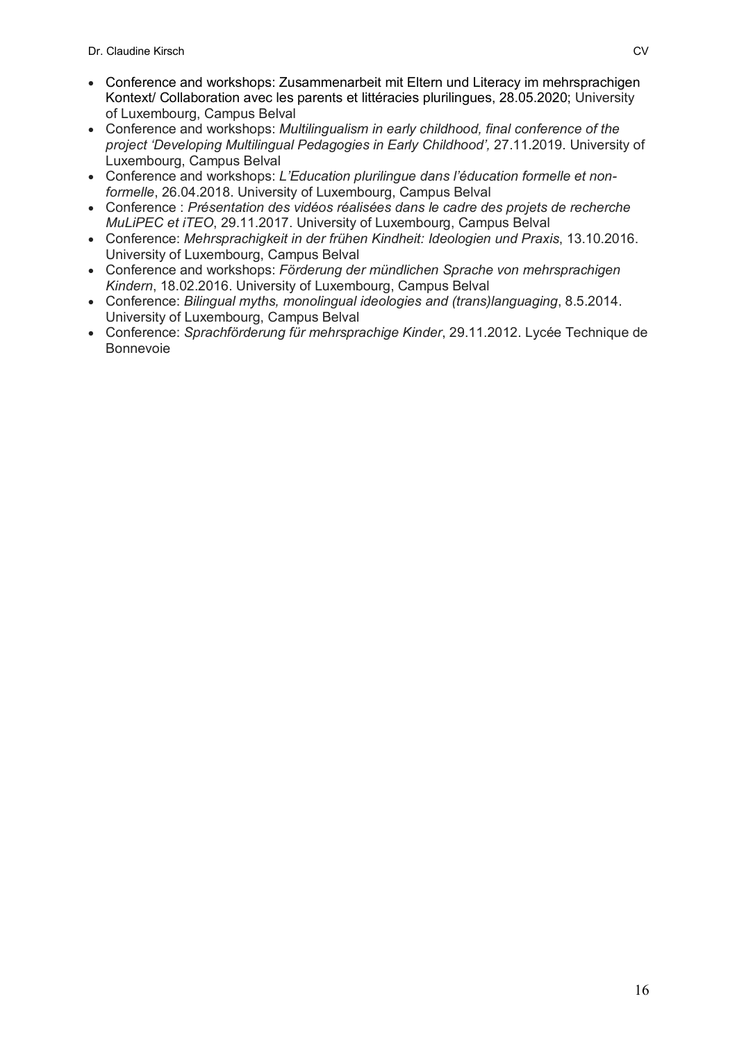- Conference and workshops: Zusammenarbeit mit Eltern und Literacy im mehrsprachigen Kontext/ Collaboration avec les parents et littéracies plurilingues, 28.05.2020; University of Luxembourg, Campus Belval
- Conference and workshops: *Multilingualism in early childhood, final conference of the project 'Developing Multilingual Pedagogies in Early Childhood',* 27.11.2019. University of Luxembourg, Campus Belval
- Conference and workshops: *L'Education plurilingue dans l'éducation formelle et non-formelle*, 26.04.2018. University of Luxembourg, Campus Belval
- Conference : *Présentation des vidéos réalisées dans le cadre des projets de recherche MuLiPEC et iTEO*, 29.11.2017. University of Luxembourg, Campus Belval
- Conference: *Mehrsprachigkeit in der frühen Kindheit: Ideologien und Praxis*, 13.10.2016. University of Luxembourg, Campus Belval
- Conference and workshops: *Förderung der mündlichen Sprache von mehrsprachigen Kindern*, 18.02.2016. University of Luxembourg, Campus Belval
- Conference: *Bilingual myths, monolingual ideologies and (trans)languaging*, 8.5.2014. University of Luxembourg, Campus Belval
- Conference: *Sprachförderung für mehrsprachige Kinder*, 29.11.2012. Lycée Technique de Bonnevoie